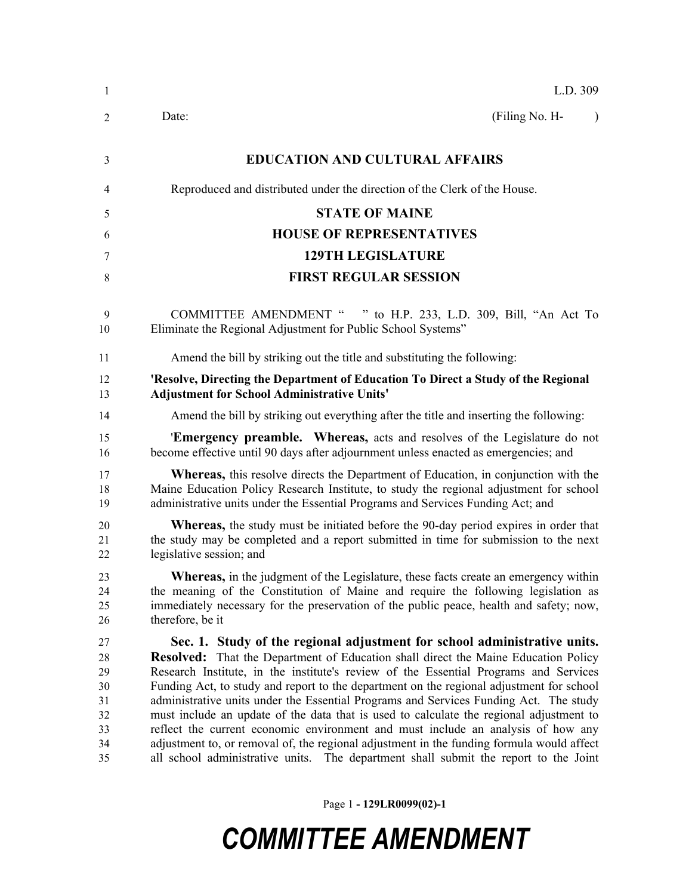L.D. 309

Date: (Filing No. H- )

# EDUCATION AND CULTURAL AFFAIRS

Reproduced and distributed under the direction of the Clerk of the House.

## STATE OF MAINE
## HOUSE OF REPRESENTATIVES
## 129TH LEGISLATURE
## FIRST REGULAR SESSION

COMMITTEE AMENDMENT " " to H.P. 233, L.D. 309, Bill, "An Act To Eliminate the Regional Adjustment for Public School Systems"

Amend the bill by striking out the title and substituting the following:

**'Resolve, Directing the Department of Education To Direct a Study of the Regional Adjustment for School Administrative Units'**

Amend the bill by striking out everything after the title and inserting the following:

'**Emergency preamble. Whereas,** acts and resolves of the Legislature do not become effective until 90 days after adjournment unless enacted as emergencies; and

**Whereas,** this resolve directs the Department of Education, in conjunction with the Maine Education Policy Research Institute, to study the regional adjustment for school administrative units under the Essential Programs and Services Funding Act; and

**Whereas,** the study must be initiated before the 90-day period expires in order that the study may be completed and a report submitted in time for submission to the next legislative session; and

**Whereas,** in the judgment of the Legislature, these facts create an emergency within the meaning of the Constitution of Maine and require the following legislation as immediately necessary for the preservation of the public peace, health and safety; now, therefore, be it

**Sec. 1. Study of the regional adjustment for school administrative units. Resolved:** That the Department of Education shall direct the Maine Education Policy Research Institute, in the institute's review of the Essential Programs and Services Funding Act, to study and report to the department on the regional adjustment for school administrative units under the Essential Programs and Services Funding Act. The study must include an update of the data that is used to calculate the regional adjustment to reflect the current economic environment and must include an analysis of how any adjustment to, or removal of, the regional adjustment in the funding formula would affect all school administrative units. The department shall submit the report to the Joint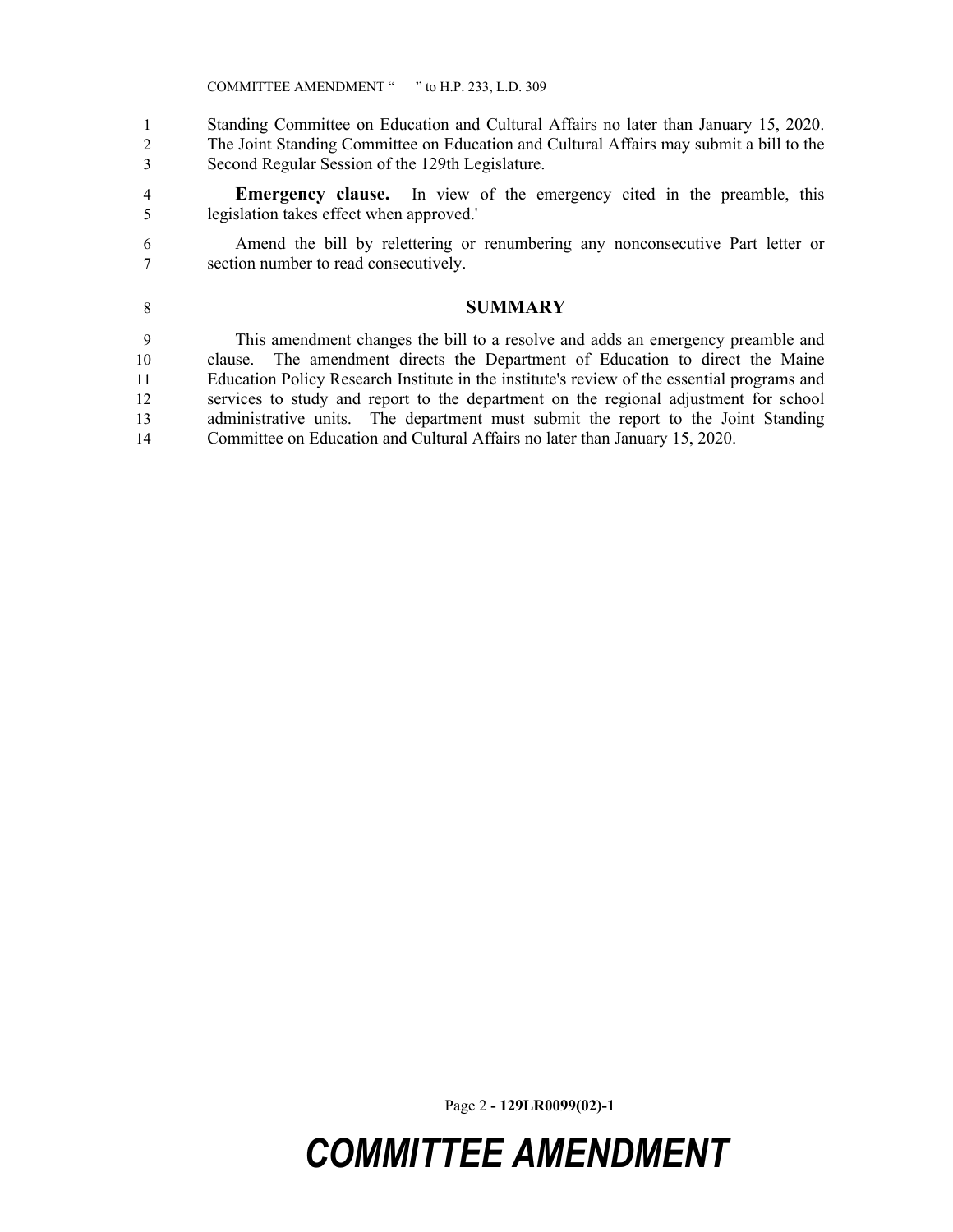Standing Committee on Education and Cultural Affairs no later than January 15, 2020. The Joint Standing Committee on Education and Cultural Affairs may submit a bill to the Second Regular Session of the 129th Legislature.

**Emergency clause.** In view of the emergency cited in the preamble, this legislation takes effect when approved.'

Amend the bill by relettering or renumbering any nonconsecutive Part letter or section number to read consecutively.

## SUMMARY

This amendment changes the bill to a resolve and adds an emergency preamble and clause. The amendment directs the Department of Education to direct the Maine Education Policy Research Institute in the institute's review of the essential programs and services to study and report to the department on the regional adjustment for school administrative units. The department must submit the report to the Joint Standing Committee on Education and Cultural Affairs no later than January 15, 2020.